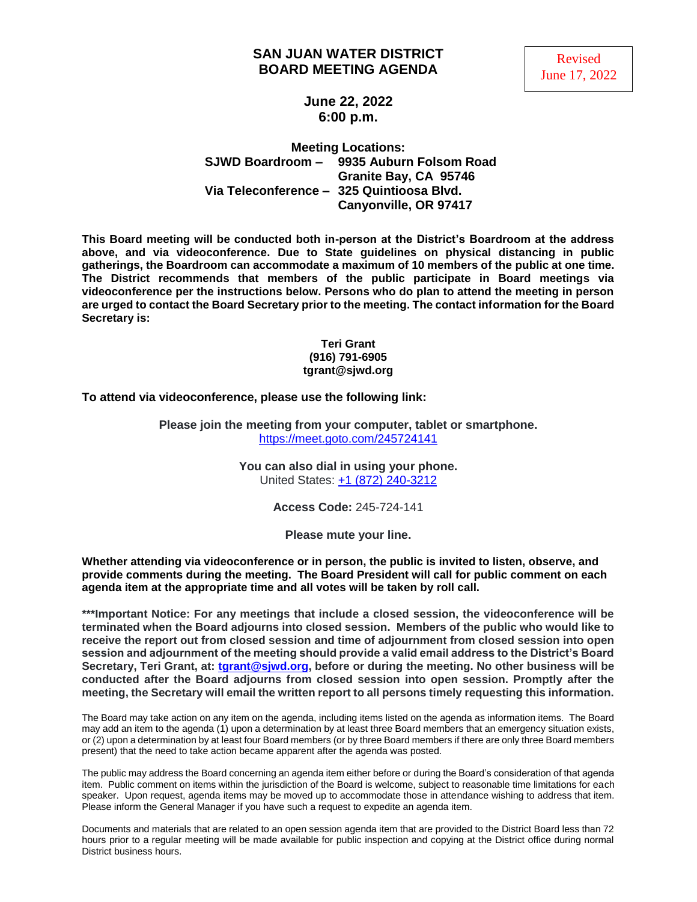# SAN JUAN WATER DISTRICT
# BOARD MEETING AGENDA

Revised
June 17, 2022

**June 22, 2022**
**6:00 p.m.**

**Meeting Locations:**
**SJWD Boardroom – 9935 Auburn Folsom Road**
**Granite Bay, CA 95746**
**Via Teleconference – 325 Quintioosa Blvd.**
**Canyonville, OR 97417**

**This Board meeting will be conducted both in-person at the District's Boardroom at the address above, and via videoconference. Due to State guidelines on physical distancing in public gatherings, the Boardroom can accommodate a maximum of 10 members of the public at one time. The District recommends that members of the public participate in Board meetings via videoconference per the instructions below. Persons who do plan to attend the meeting in person are urged to contact the Board Secretary prior to the meeting. The contact information for the Board Secretary is:**

**Teri Grant**
**(916) 791-6905**
**tgrant@sjwd.org**

**To attend via videoconference, please use the following link:**

**Please join the meeting from your computer, tablet or smartphone.**
https://meet.goto.com/245724141

**You can also dial in using your phone.**
United States: +1 (872) 240-3212

**Access Code:** 245-724-141

**Please mute your line.**

**Whether attending via videoconference or in person, the public is invited to listen, observe, and provide comments during the meeting. The Board President will call for public comment on each agenda item at the appropriate time and all votes will be taken by roll call.**

**\*\*\*Important Notice: For any meetings that include a closed session, the videoconference will be terminated when the Board adjourns into closed session. Members of the public who would like to receive the report out from closed session and time of adjournment from closed session into open session and adjournment of the meeting should provide a valid email address to the District's Board Secretary, Teri Grant, at: tgrant@sjwd.org, before or during the meeting. No other business will be conducted after the Board adjourns from closed session into open session. Promptly after the meeting, the Secretary will email the written report to all persons timely requesting this information.**

The Board may take action on any item on the agenda, including items listed on the agenda as information items. The Board may add an item to the agenda (1) upon a determination by at least three Board members that an emergency situation exists, or (2) upon a determination by at least four Board members (or by three Board members if there are only three Board members present) that the need to take action became apparent after the agenda was posted.

The public may address the Board concerning an agenda item either before or during the Board's consideration of that agenda item. Public comment on items within the jurisdiction of the Board is welcome, subject to reasonable time limitations for each speaker. Upon request, agenda items may be moved up to accommodate those in attendance wishing to address that item. Please inform the General Manager if you have such a request to expedite an agenda item.

Documents and materials that are related to an open session agenda item that are provided to the District Board less than 72 hours prior to a regular meeting will be made available for public inspection and copying at the District office during normal District business hours.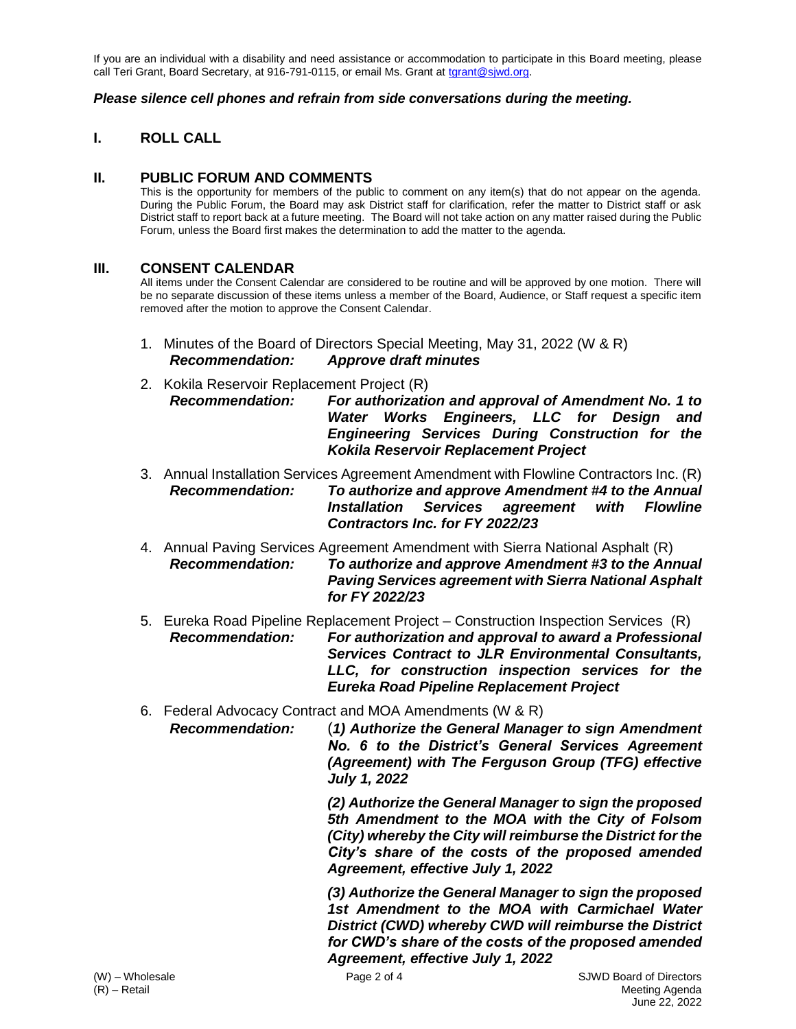If you are an individual with a disability and need assistance or accommodation to participate in this Board meeting, please call Teri Grant, Board Secretary, at 916-791-0115, or email Ms. Grant at tgrant@sjwd.org.

***Please silence cell phones and refrain from side conversations during the meeting.***

## I. ROLL CALL

## II. PUBLIC FORUM AND COMMENTS

This is the opportunity for members of the public to comment on any item(s) that do not appear on the agenda. During the Public Forum, the Board may ask District staff for clarification, refer the matter to District staff or ask District staff to report back at a future meeting. The Board will not take action on any matter raised during the Public Forum, unless the Board first makes the determination to add the matter to the agenda.

## III. CONSENT CALENDAR

All items under the Consent Calendar are considered to be routine and will be approved by one motion. There will be no separate discussion of these items unless a member of the Board, Audience, or Staff request a specific item removed after the motion to approve the Consent Calendar.

1. Minutes of the Board of Directors Special Meeting, May 31, 2022 (W & R)
   ***Recommendation:*** ***Approve draft minutes***

2. Kokila Reservoir Replacement Project (R)
   ***Recommendation:*** ***For authorization and approval of Amendment No. 1 to Water Works Engineers, LLC for Design and Engineering Services During Construction for the Kokila Reservoir Replacement Project***

3. Annual Installation Services Agreement Amendment with Flowline Contractors Inc. (R)
   ***Recommendation:*** ***To authorize and approve Amendment #4 to the Annual Installation Services agreement with Flowline Contractors Inc. for FY 2022/23***

4. Annual Paving Services Agreement Amendment with Sierra National Asphalt (R)
   ***Recommendation:*** ***To authorize and approve Amendment #3 to the Annual Paving Services agreement with Sierra National Asphalt for FY 2022/23***

5. Eureka Road Pipeline Replacement Project – Construction Inspection Services (R)
   ***Recommendation:*** ***For authorization and approval to award a Professional Services Contract to JLR Environmental Consultants, LLC, for construction inspection services for the Eureka Road Pipeline Replacement Project***

6. Federal Advocacy Contract and MOA Amendments (W & R)
   ***Recommendation:*** (***1) Authorize the General Manager to sign Amendment No. 6 to the District's General Services Agreement (Agreement) with The Ferguson Group (TFG) effective July 1, 2022***

   ***(2) Authorize the General Manager to sign the proposed 5th Amendment to the MOA with the City of Folsom (City) whereby the City will reimburse the District for the City's share of the costs of the proposed amended Agreement, effective July 1, 2022***

   ***(3) Authorize the General Manager to sign the proposed 1st Amendment to the MOA with Carmichael Water District (CWD) whereby CWD will reimburse the District for CWD's share of the costs of the proposed amended Agreement, effective July 1, 2022***

(W) – Wholesale
(R) – Retail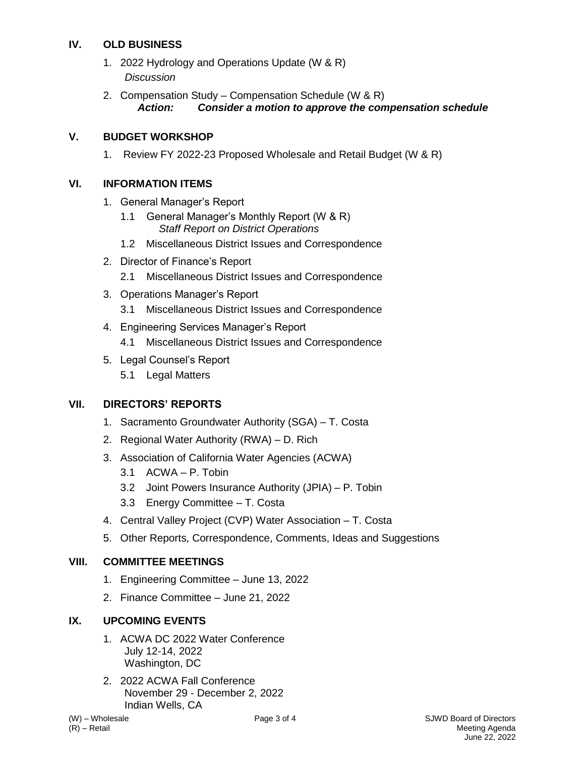## IV. OLD BUSINESS

1. 2022 Hydrology and Operations Update (W & R)
   *Discussion*
2. Compensation Study – Compensation Schedule (W & R)
   ***Action: Consider a motion to approve the compensation schedule***

## V. BUDGET WORKSHOP

1. Review FY 2022-23 Proposed Wholesale and Retail Budget (W & R)

## VI. INFORMATION ITEMS

1. General Manager's Report
   - 1.1 General Manager's Monthly Report (W & R)
     *Staff Report on District Operations*
   - 1.2 Miscellaneous District Issues and Correspondence
2. Director of Finance's Report
   - 2.1 Miscellaneous District Issues and Correspondence
3. Operations Manager's Report
   - 3.1 Miscellaneous District Issues and Correspondence
4. Engineering Services Manager's Report
   - 4.1 Miscellaneous District Issues and Correspondence
5. Legal Counsel's Report
   - 5.1 Legal Matters

## VII. DIRECTORS' REPORTS

1. Sacramento Groundwater Authority (SGA) – T. Costa
2. Regional Water Authority (RWA) – D. Rich
3. Association of California Water Agencies (ACWA)
   - 3.1 ACWA – P. Tobin
   - 3.2 Joint Powers Insurance Authority (JPIA) – P. Tobin
   - 3.3 Energy Committee – T. Costa
4. Central Valley Project (CVP) Water Association – T. Costa
5. Other Reports, Correspondence, Comments, Ideas and Suggestions

## VIII. COMMITTEE MEETINGS

1. Engineering Committee – June 13, 2022
2. Finance Committee – June 21, 2022

## IX. UPCOMING EVENTS

1. ACWA DC 2022 Water Conference
   July 12-14, 2022
   Washington, DC
2. 2022 ACWA Fall Conference
   November 29 - December 2, 2022
   Indian Wells, CA

(W) – Wholesale
(R) – Retail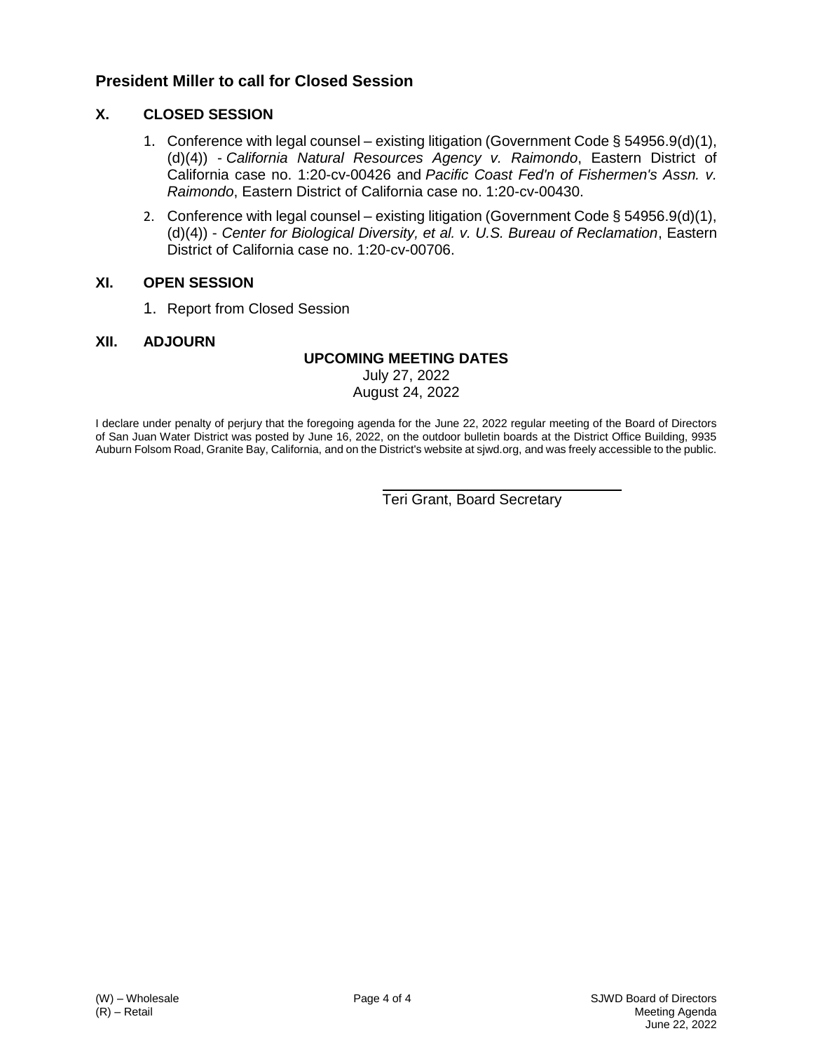**President Miller to call for Closed Session**

## X. CLOSED SESSION

1. Conference with legal counsel – existing litigation (Government Code § 54956.9(d)(1), (d)(4)) - *California Natural Resources Agency v. Raimondo*, Eastern District of California case no. 1:20-cv-00426 and *Pacific Coast Fed'n of Fishermen's Assn. v. Raimondo*, Eastern District of California case no. 1:20-cv-00430.
2. Conference with legal counsel – existing litigation (Government Code § 54956.9(d)(1), (d)(4)) - *Center for Biological Diversity, et al. v. U.S. Bureau of Reclamation*, Eastern District of California case no. 1:20-cv-00706.

## XI. OPEN SESSION

1. Report from Closed Session

## XII. ADJOURN

**UPCOMING MEETING DATES**

July 27, 2022
August 24, 2022

I declare under penalty of perjury that the foregoing agenda for the June 22, 2022 regular meeting of the Board of Directors of San Juan Water District was posted by June 16, 2022, on the outdoor bulletin boards at the District Office Building, 9935 Auburn Folsom Road, Granite Bay, California, and on the District's website at sjwd.org, and was freely accessible to the public.

Teri Grant, Board Secretary

(W) – Wholesale
(R) – Retail